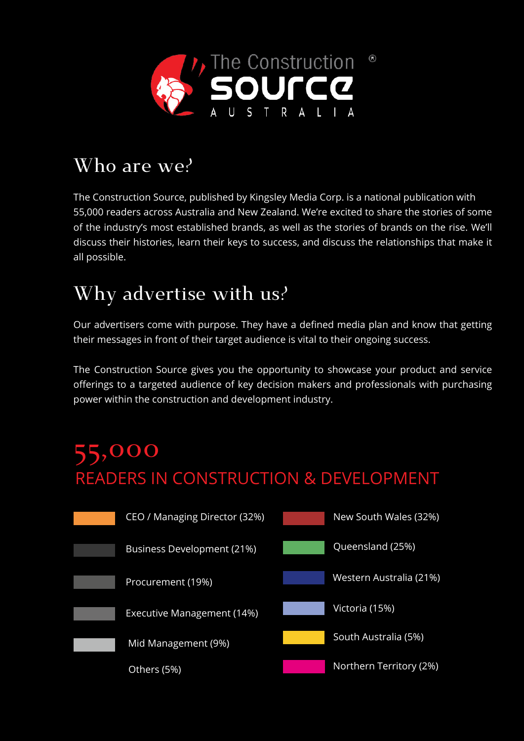The Construction Source Australia

## Who are we?

The Construction Source, published by Kingsley Media Corp. is a national publication with 55,000 readers across Australia and New Zealand. We're excited to share the stories of some of the industry's most established brands, as well as the stories of brands on the rise. We'll discuss their histories, learn their keys to success, and discuss the relationships that make it all possible.

## Why advertise with us?

Our advertisers come with purpose. They have a defined media plan and know that getting their messages in front of their target audience is vital to their ongoing success.

The Construction Source gives you the opportunity to showcase your product and service offerings to a targeted audience of key decision makers and professionals with purchasing power within the construction and development industry.

## 55,000

### READERS IN CONSTRUCTION & DEVELOPMENT

- CEO / Managing Director (32%)
- Business Development (21%)
- Procurement (19%)
- Executive Management (14%)
- Mid Management (9%)
- Others (5%)

- New South Wales (32%)
- Queensland (25%)
- Western Australia (21%)
- Victoria (15%)
- South Australia (5%)
- Northern Territory (2%)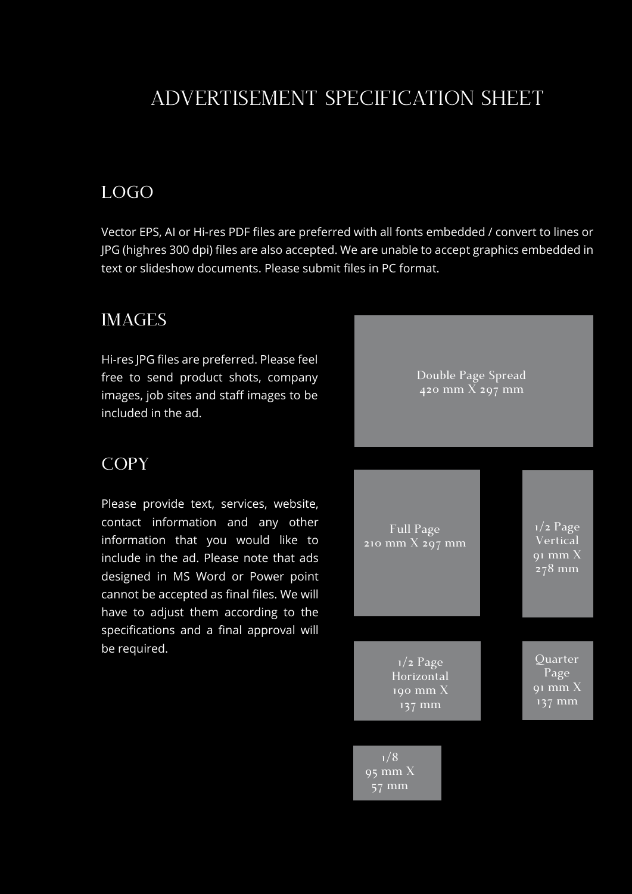# ADVERTISEMENT SPECIFICATION SHEET

## LOGO

Vector EPS, AI or Hi-res PDF files are preferred with all fonts embedded / convert to lines or JPG (highres 300 dpi) files are also accepted. We are unable to accept graphics embedded in text or slideshow documents. Please submit files in PC format.

## IMAGES

Hi-res JPG files are preferred. Please feel free to send product shots, company images, job sites and staff images to be included in the ad.

## COPY

Please provide text, services, website, contact information and any other information that you would like to include in the ad. Please note that ads designed in MS Word or Power point cannot be accepted as final files. We will have to adjust them according to the specifications and a final approval will be required.

Double Page Spread
420 mm X 297 mm

Full Page
210 mm X 297 mm

1/2 Page Vertical
91 mm X 278 mm

1/2 Page Horizontal
190 mm X 137 mm

Quarter Page
91 mm X 137 mm

1/8
95 mm X 57 mm